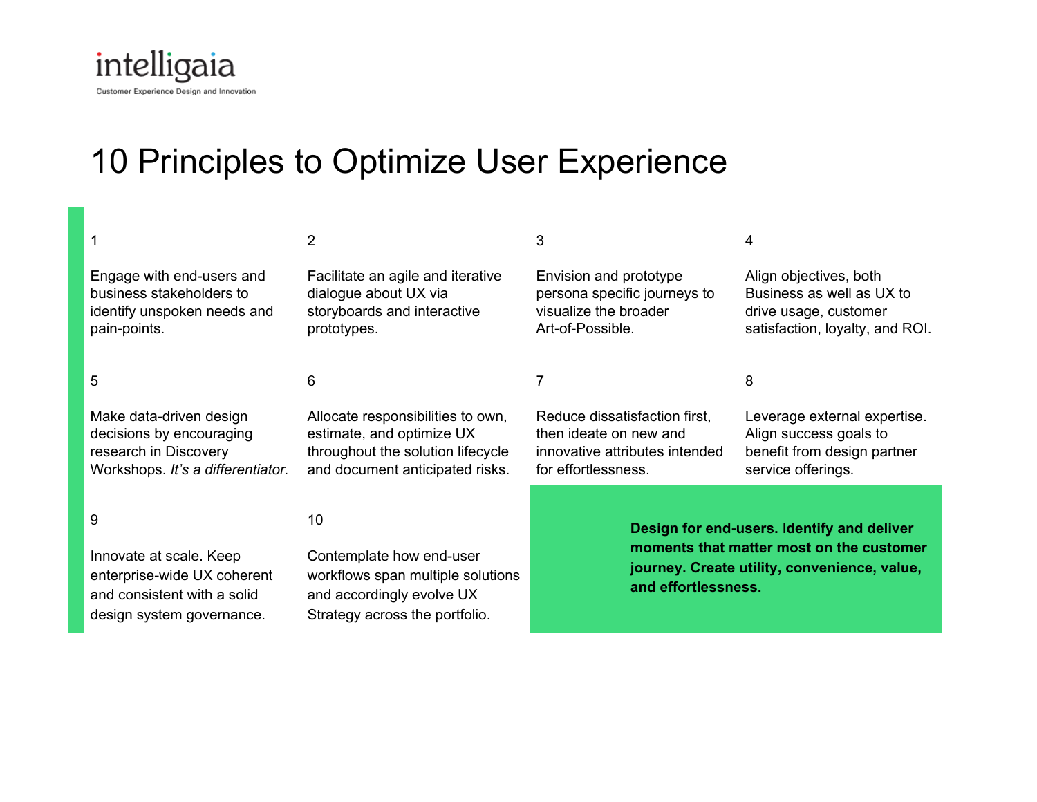intelligaia

Customer Experience Design and Innovation

# 10 Principles to Optimize User Experience

1

Engage with end-users and business stakeholders to identify unspoken needs and pain-points.

2

Facilitate an agile and iterative dialogue about UX via storyboards and interactive prototypes.

3

Envision and prototype persona specific journeys to visualize the broader Art-of-Possible.

4

Align objectives, both Business as well as UX to drive usage, customer satisfaction, loyalty, and ROI.

5

Make data-driven design decisions by encouraging research in Discovery Workshops. *It's a differentiator.*

6

Allocate responsibilities to own, estimate, and optimize UX throughout the solution lifecycle and document anticipated risks.

7

Reduce dissatisfaction first, then ideate on new and innovative attributes intended for effortlessness.

8

Leverage external expertise. Align success goals to benefit from design partner service offerings.

9

Innovate at scale. Keep enterprise-wide UX coherent and consistent with a solid design system governance.

10

Contemplate how end-user workflows span multiple solutions and accordingly evolve UX Strategy across the portfolio.

**Design for end-users. Identify and deliver moments that matter most on the customer journey. Create utility, convenience, value, and effortlessness.**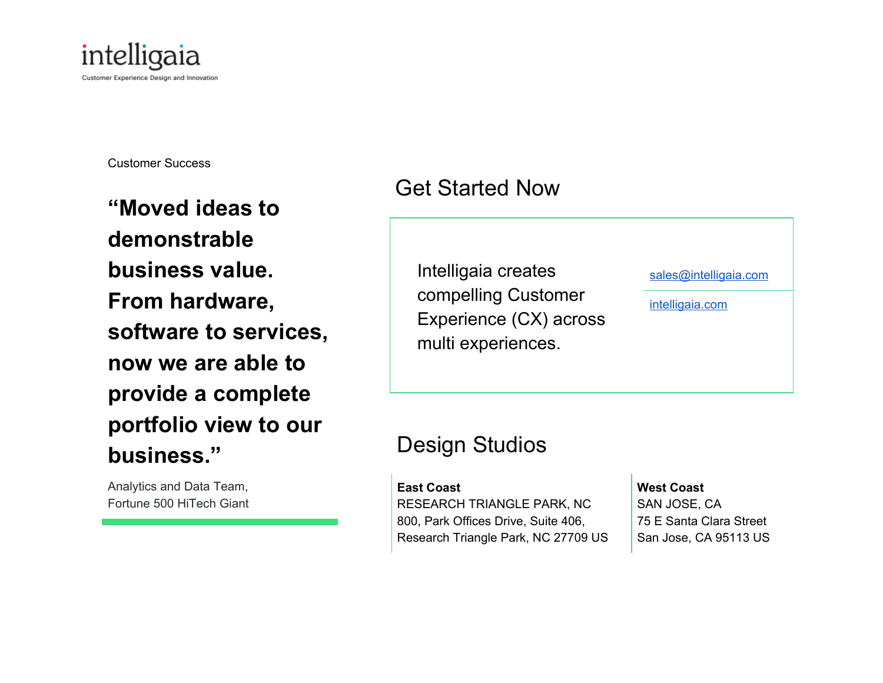intelligaia

Customer Experience Design and Innovation

Customer Success

**“Moved ideas to demonstrable business value. From hardware, software to services, now we are able to provide a complete portfolio view to our business.”**

Analytics and Data Team,
Fortune 500 HiTech Giant

## Get Started Now

Intelligaia creates compelling Customer Experience (CX) across multi experiences.

[sales@intelligaia.com](mailto:sales@intelligaia.com)

[intelligaia.com](https://intelligaia.com)

## Design Studios

**East Coast**
RESEARCH TRIANGLE PARK, NC
800, Park Offices Drive, Suite 406,
Research Triangle Park, NC 27709 US

**West Coast**
SAN JOSE, CA
75 E Santa Clara Street
San Jose, CA 95113 US